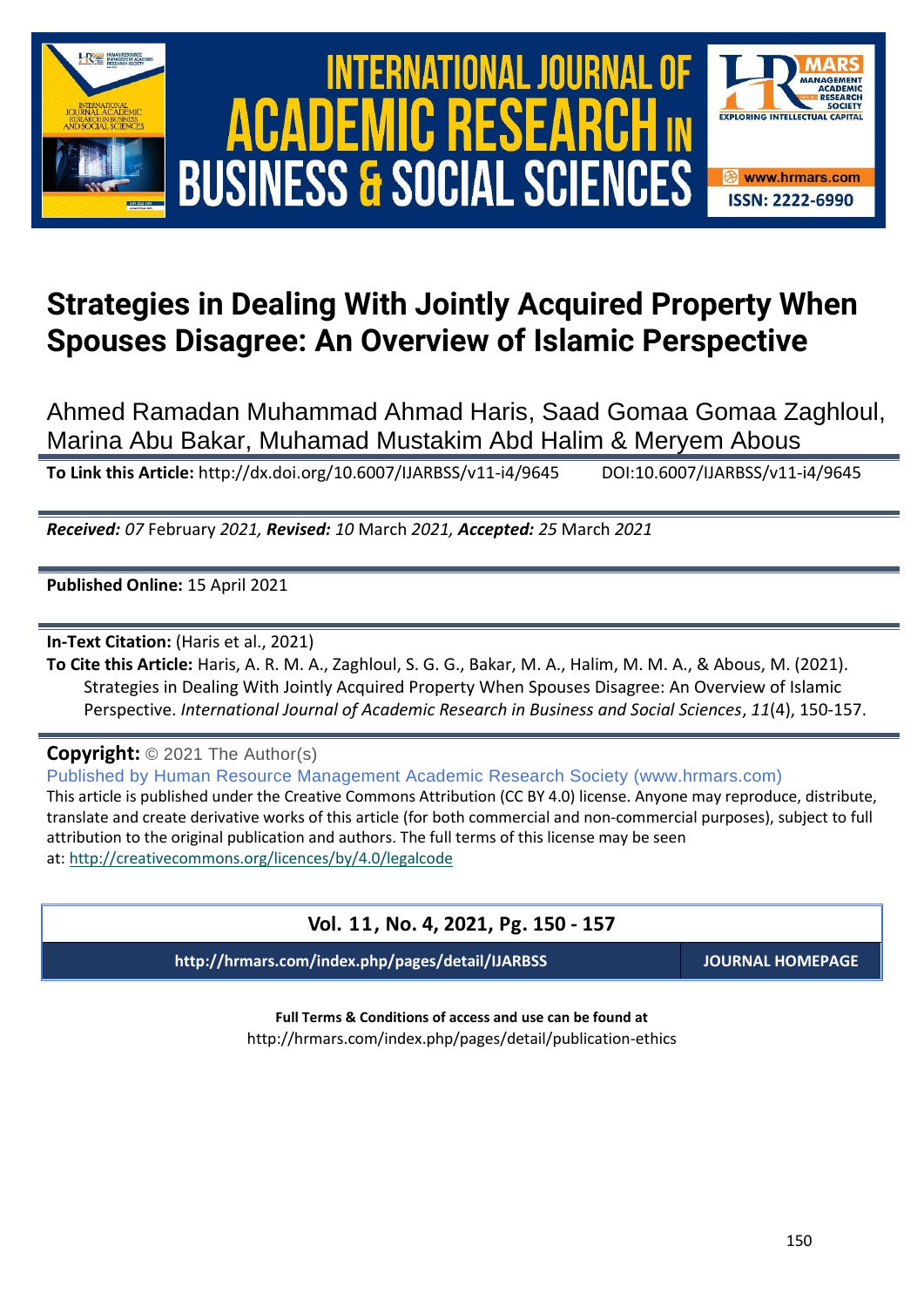# Strategies in Dealing With Jointly Acquired Property When Spouses Disagree: An Overview of Islamic Perspective

Ahmed Ramadan Muhammad Ahmad Haris, Saad Gomaa Gomaa Zaghloul, Marina Abu Bakar, Muhamad Mustakim Abd Halim & Meryem Abous

**To Link this Article:** http://dx.doi.org/10.6007/IJARBSS/v11-i4/9645 DOI:10.6007/IJARBSS/v11-i4/9645

***Received:*** *07* February *2021,* ***Revised:*** *10* March *2021,* ***Accepted:*** *25* March *2021*

**Published Online:** 15 April 2021

**In-Text Citation:** (Haris et al., 2021)

**To Cite this Article:** Haris, A. R. M. A., Zaghloul, S. G. G., Bakar, M. A., Halim, M. M. A., & Abous, M. (2021). Strategies in Dealing With Jointly Acquired Property When Spouses Disagree: An Overview of Islamic Perspective. *International Journal of Academic Research in Business and Social Sciences*, *11*(4), 150-157.

**Copyright:** © 2021 The Author(s)

Published by Human Resource Management Academic Research Society (www.hrmars.com)

This article is published under the Creative Commons Attribution (CC BY 4.0) license. Anyone may reproduce, distribute, translate and create derivative works of this article (for both commercial and non-commercial purposes), subject to full attribution to the original publication and authors. The full terms of this license may be seen at: http://creativecommons.org/licences/by/4.0/legalcode

**Vol. 11, No. 4, 2021, Pg. 150 - 157**

**http://hrmars.com/index.php/pages/detail/IJARBSS** **JOURNAL HOMEPAGE**

**Full Terms & Conditions of access and use can be found at**
http://hrmars.com/index.php/pages/detail/publication-ethics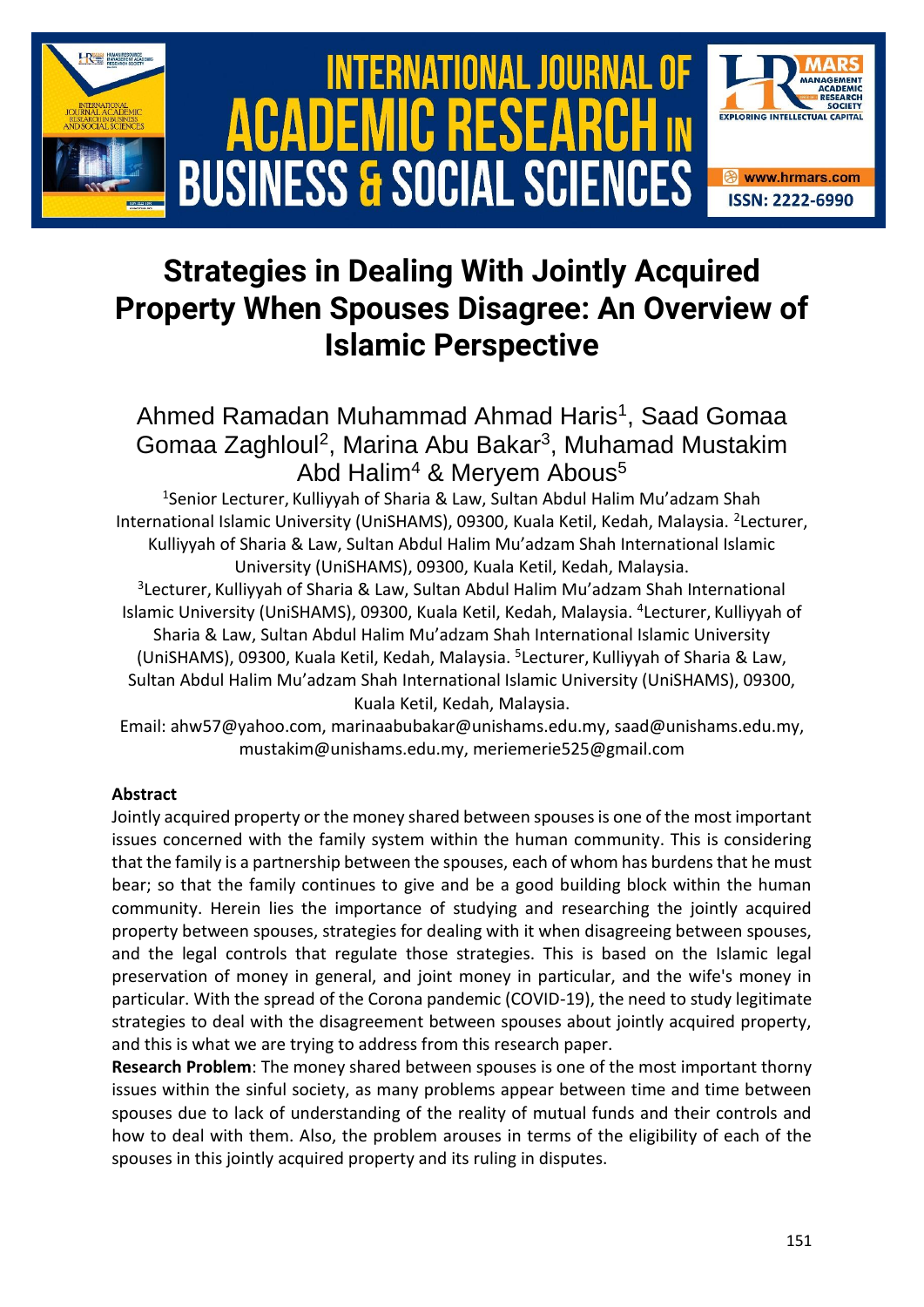# Strategies in Dealing With Jointly Acquired Property When Spouses Disagree: An Overview of Islamic Perspective

Ahmed Ramadan Muhammad Ahmad Haris[1], Saad Gomaa Gomaa Zaghloul[2], Marina Abu Bakar[3], Muhamad Mustakim Abd Halim[4] & Meryem Abous[5]

[1]Senior Lecturer, Kulliyyah of Sharia & Law, Sultan Abdul Halim Mu'adzam Shah International Islamic University (UniSHAMS), 09300, Kuala Ketil, Kedah, Malaysia. [2]Lecturer, Kulliyyah of Sharia & Law, Sultan Abdul Halim Mu'adzam Shah International Islamic University (UniSHAMS), 09300, Kuala Ketil, Kedah, Malaysia.
[3]Lecturer, Kulliyyah of Sharia & Law, Sultan Abdul Halim Mu'adzam Shah International Islamic University (UniSHAMS), 09300, Kuala Ketil, Kedah, Malaysia. [4]Lecturer, Kulliyyah of Sharia & Law, Sultan Abdul Halim Mu'adzam Shah International Islamic University (UniSHAMS), 09300, Kuala Ketil, Kedah, Malaysia. [5]Lecturer, Kulliyyah of Sharia & Law, Sultan Abdul Halim Mu'adzam Shah International Islamic University (UniSHAMS), 09300, Kuala Ketil, Kedah, Malaysia.
Email: ahw57@yahoo.com, marinaabubakar@unishams.edu.my, saad@unishams.edu.my, mustakim@unishams.edu.my, meriemerie525@gmail.com

### Abstract

Jointly acquired property or the money shared between spouses is one of the most important issues concerned with the family system within the human community. This is considering that the family is a partnership between the spouses, each of whom has burdens that he must bear; so that the family continues to give and be a good building block within the human community. Herein lies the importance of studying and researching the jointly acquired property between spouses, strategies for dealing with it when disagreeing between spouses, and the legal controls that regulate those strategies. This is based on the Islamic legal preservation of money in general, and joint money in particular, and the wife's money in particular. With the spread of the Corona pandemic (COVID-19), the need to study legitimate strategies to deal with the disagreement between spouses about jointly acquired property, and this is what we are trying to address from this research paper.

**Research Problem**: The money shared between spouses is one of the most important thorny issues within the sinful society, as many problems appear between time and time between spouses due to lack of understanding of the reality of mutual funds and their controls and how to deal with them. Also, the problem arouses in terms of the eligibility of each of the spouses in this jointly acquired property and its ruling in disputes.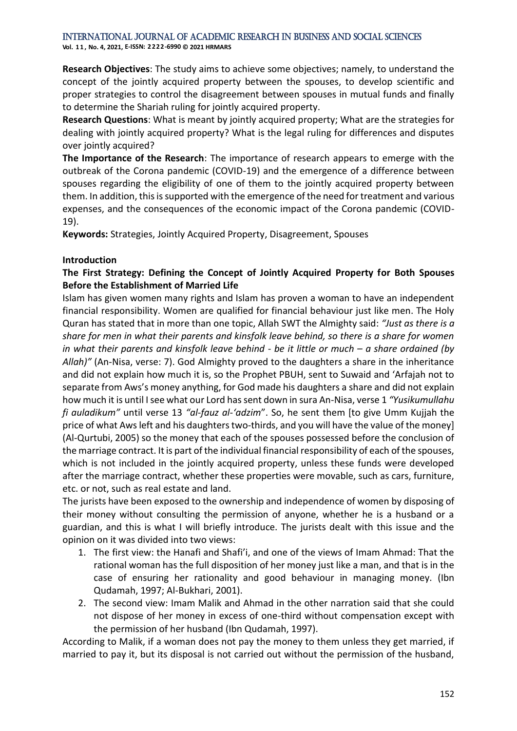**Research Objectives**: The study aims to achieve some objectives; namely, to understand the concept of the jointly acquired property between the spouses, to develop scientific and proper strategies to control the disagreement between spouses in mutual funds and finally to determine the Shariah ruling for jointly acquired property.

**Research Questions**: What is meant by jointly acquired property; What are the strategies for dealing with jointly acquired property? What is the legal ruling for differences and disputes over jointly acquired?

**The Importance of the Research**: The importance of research appears to emerge with the outbreak of the Corona pandemic (COVID-19) and the emergence of a difference between spouses regarding the eligibility of one of them to the jointly acquired property between them. In addition, this is supported with the emergence of the need for treatment and various expenses, and the consequences of the economic impact of the Corona pandemic (COVID-19).

**Keywords:** Strategies, Jointly Acquired Property, Disagreement, Spouses

## Introduction

### The First Strategy: Defining the Concept of Jointly Acquired Property for Both Spouses Before the Establishment of Married Life

Islam has given women many rights and Islam has proven a woman to have an independent financial responsibility. Women are qualified for financial behaviour just like men. The Holy Quran has stated that in more than one topic, Allah SWT the Almighty said: *"Just as there is a share for men in what their parents and kinsfolk leave behind, so there is a share for women in what their parents and kinsfolk leave behind - be it little or much – a share ordained (by Allah)"* (An-Nisa, verse: 7). God Almighty proved to the daughters a share in the inheritance and did not explain how much it is, so the Prophet PBUH, sent to Suwaid and 'Arfajah not to separate from Aws's money anything, for God made his daughters a share and did not explain how much it is until I see what our Lord has sent down in sura An-Nisa, verse 1 *"Yusikumullahu fi auladikum"* until verse 13 *"al-fauz al-'adzim"*. So, he sent them [to give Umm Kujjah the price of what Aws left and his daughters two-thirds, and you will have the value of the money] (Al-Qurtubi, 2005) so the money that each of the spouses possessed before the conclusion of the marriage contract. It is part of the individual financial responsibility of each of the spouses, which is not included in the jointly acquired property, unless these funds were developed after the marriage contract, whether these properties were movable, such as cars, furniture, etc. or not, such as real estate and land.

The jurists have been exposed to the ownership and independence of women by disposing of their money without consulting the permission of anyone, whether he is a husband or a guardian, and this is what I will briefly introduce. The jurists dealt with this issue and the opinion on it was divided into two views:

1. The first view: the Hanafi and Shafi'i, and one of the views of Imam Ahmad: That the rational woman has the full disposition of her money just like a man, and that is in the case of ensuring her rationality and good behaviour in managing money. (Ibn Qudamah, 1997; Al-Bukhari, 2001).
2. The second view: Imam Malik and Ahmad in the other narration said that she could not dispose of her money in excess of one-third without compensation except with the permission of her husband (Ibn Qudamah, 1997).

According to Malik, if a woman does not pay the money to them unless they get married, if married to pay it, but its disposal is not carried out without the permission of the husband,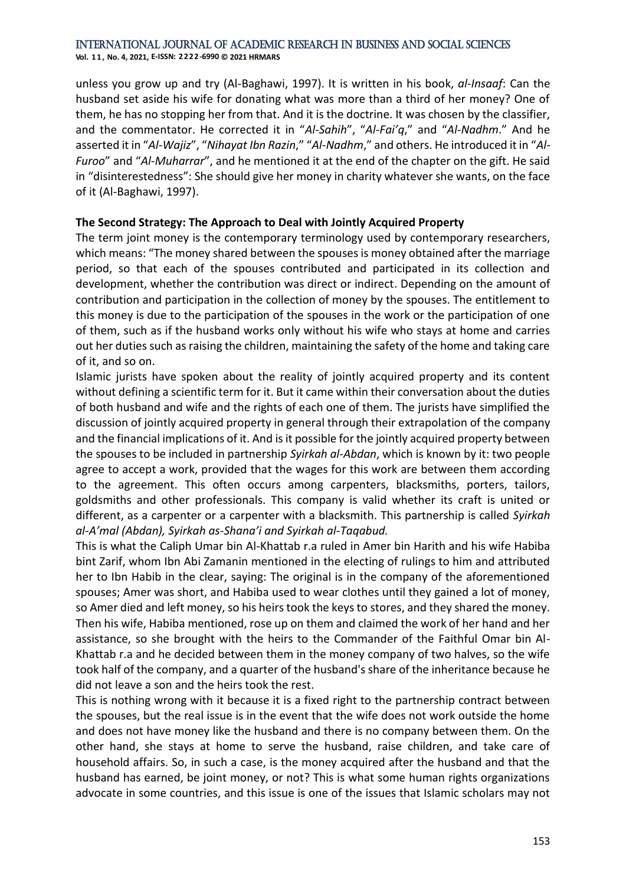unless you grow up and try (Al-Baghawi, 1997). It is written in his book, *al-Insaaf*: Can the husband set aside his wife for donating what was more than a third of her money? One of them, he has no stopping her from that. And it is the doctrine. It was chosen by the classifier, and the commentator. He corrected it in "*Al-Sahih*", "*Al-Fai'q*," and "*Al-Nadhm*." And he asserted it in "*Al-Wajiz*", "*Nihayat Ibn Razin*," "*Al-Nadhm*," and others. He introduced it in "*Al-Furoo*" and "*Al-Muharrar*", and he mentioned it at the end of the chapter on the gift. He said in "disinterestedness": She should give her money in charity whatever she wants, on the face of it (Al-Baghawi, 1997).

**The Second Strategy: The Approach to Deal with Jointly Acquired Property**

The term joint money is the contemporary terminology used by contemporary researchers, which means: "The money shared between the spouses is money obtained after the marriage period, so that each of the spouses contributed and participated in its collection and development, whether the contribution was direct or indirect. Depending on the amount of contribution and participation in the collection of money by the spouses. The entitlement to this money is due to the participation of the spouses in the work or the participation of one of them, such as if the husband works only without his wife who stays at home and carries out her duties such as raising the children, maintaining the safety of the home and taking care of it, and so on.

Islamic jurists have spoken about the reality of jointly acquired property and its content without defining a scientific term for it. But it came within their conversation about the duties of both husband and wife and the rights of each one of them. The jurists have simplified the discussion of jointly acquired property in general through their extrapolation of the company and the financial implications of it. And is it possible for the jointly acquired property between the spouses to be included in partnership *Syirkah al-Abdan*, which is known by it: two people agree to accept a work, provided that the wages for this work are between them according to the agreement. This often occurs among carpenters, blacksmiths, porters, tailors, goldsmiths and other professionals. This company is valid whether its craft is united or different, as a carpenter or a carpenter with a blacksmith. This partnership is called *Syirkah al-A'mal (Abdan), Syirkah as-Shana'i and Syirkah al-Taqabud.*

This is what the Caliph Umar bin Al-Khattab r.a ruled in Amer bin Harith and his wife Habiba bint Zarif, whom Ibn Abi Zamanin mentioned in the electing of rulings to him and attributed her to Ibn Habib in the clear, saying: The original is in the company of the aforementioned spouses; Amer was short, and Habiba used to wear clothes until they gained a lot of money, so Amer died and left money, so his heirs took the keys to stores, and they shared the money. Then his wife, Habiba mentioned, rose up on them and claimed the work of her hand and her assistance, so she brought with the heirs to the Commander of the Faithful Omar bin Al-Khattab r.a and he decided between them in the money company of two halves, so the wife took half of the company, and a quarter of the husband's share of the inheritance because he did not leave a son and the heirs took the rest.

This is nothing wrong with it because it is a fixed right to the partnership contract between the spouses, but the real issue is in the event that the wife does not work outside the home and does not have money like the husband and there is no company between them. On the other hand, she stays at home to serve the husband, raise children, and take care of household affairs. So, in such a case, is the money acquired after the husband and that the husband has earned, be joint money, or not? This is what some human rights organizations advocate in some countries, and this issue is one of the issues that Islamic scholars may not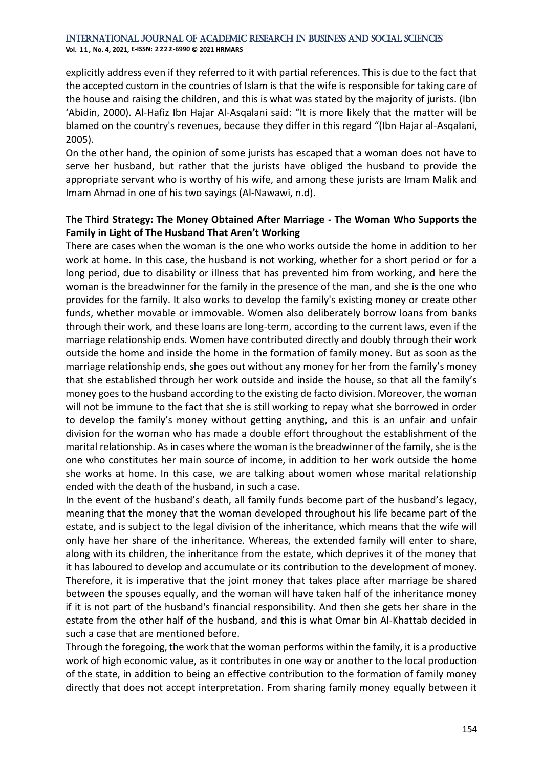explicitly address even if they referred to it with partial references. This is due to the fact that the accepted custom in the countries of Islam is that the wife is responsible for taking care of the house and raising the children, and this is what was stated by the majority of jurists. (Ibn 'Abidin, 2000). Al-Hafiz Ibn Hajar Al-Asqalani said: "It is more likely that the matter will be blamed on the country's revenues, because they differ in this regard "(Ibn Hajar al-Asqalani, 2005).

On the other hand, the opinion of some jurists has escaped that a woman does not have to serve her husband, but rather that the jurists have obliged the husband to provide the appropriate servant who is worthy of his wife, and among these jurists are Imam Malik and Imam Ahmad in one of his two sayings (Al-Nawawi, n.d).

**The Third Strategy: The Money Obtained After Marriage - The Woman Who Supports the Family in Light of The Husband That Aren't Working**

There are cases when the woman is the one who works outside the home in addition to her work at home. In this case, the husband is not working, whether for a short period or for a long period, due to disability or illness that has prevented him from working, and here the woman is the breadwinner for the family in the presence of the man, and she is the one who provides for the family. It also works to develop the family's existing money or create other funds, whether movable or immovable. Women also deliberately borrow loans from banks through their work, and these loans are long-term, according to the current laws, even if the marriage relationship ends. Women have contributed directly and doubly through their work outside the home and inside the home in the formation of family money. But as soon as the marriage relationship ends, she goes out without any money for her from the family's money that she established through her work outside and inside the house, so that all the family's money goes to the husband according to the existing de facto division. Moreover, the woman will not be immune to the fact that she is still working to repay what she borrowed in order to develop the family's money without getting anything, and this is an unfair and unfair division for the woman who has made a double effort throughout the establishment of the marital relationship. As in cases where the woman is the breadwinner of the family, she is the one who constitutes her main source of income, in addition to her work outside the home she works at home. In this case, we are talking about women whose marital relationship ended with the death of the husband, in such a case.

In the event of the husband's death, all family funds become part of the husband's legacy, meaning that the money that the woman developed throughout his life became part of the estate, and is subject to the legal division of the inheritance, which means that the wife will only have her share of the inheritance. Whereas, the extended family will enter to share, along with its children, the inheritance from the estate, which deprives it of the money that it has laboured to develop and accumulate or its contribution to the development of money. Therefore, it is imperative that the joint money that takes place after marriage be shared between the spouses equally, and the woman will have taken half of the inheritance money if it is not part of the husband's financial responsibility. And then she gets her share in the estate from the other half of the husband, and this is what Omar bin Al-Khattab decided in such a case that are mentioned before.

Through the foregoing, the work that the woman performs within the family, it is a productive work of high economic value, as it contributes in one way or another to the local production of the state, in addition to being an effective contribution to the formation of family money directly that does not accept interpretation. From sharing family money equally between it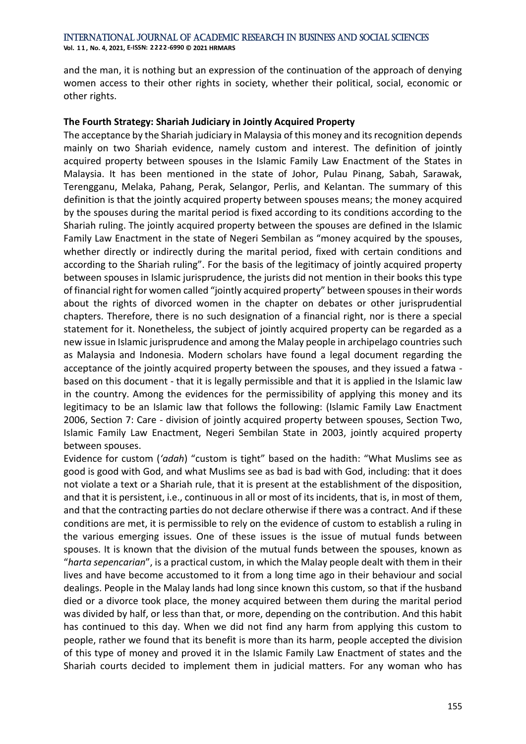and the man, it is nothing but an expression of the continuation of the approach of denying women access to their other rights in society, whether their political, social, economic or other rights.

**The Fourth Strategy: Shariah Judiciary in Jointly Acquired Property**

The acceptance by the Shariah judiciary in Malaysia of this money and its recognition depends mainly on two Shariah evidence, namely custom and interest. The definition of jointly acquired property between spouses in the Islamic Family Law Enactment of the States in Malaysia. It has been mentioned in the state of Johor, Pulau Pinang, Sabah, Sarawak, Terengganu, Melaka, Pahang, Perak, Selangor, Perlis, and Kelantan. The summary of this definition is that the jointly acquired property between spouses means; the money acquired by the spouses during the marital period is fixed according to its conditions according to the Shariah ruling. The jointly acquired property between the spouses are defined in the Islamic Family Law Enactment in the state of Negeri Sembilan as "money acquired by the spouses, whether directly or indirectly during the marital period, fixed with certain conditions and according to the Shariah ruling". For the basis of the legitimacy of jointly acquired property between spouses in Islamic jurisprudence, the jurists did not mention in their books this type of financial right for women called "jointly acquired property" between spouses in their words about the rights of divorced women in the chapter on debates or other jurisprudential chapters. Therefore, there is no such designation of a financial right, nor is there a special statement for it. Nonetheless, the subject of jointly acquired property can be regarded as a new issue in Islamic jurisprudence and among the Malay people in archipelago countries such as Malaysia and Indonesia. Modern scholars have found a legal document regarding the acceptance of the jointly acquired property between the spouses, and they issued a fatwa - based on this document - that it is legally permissible and that it is applied in the Islamic law in the country. Among the evidences for the permissibility of applying this money and its legitimacy to be an Islamic law that follows the following: (Islamic Family Law Enactment 2006, Section 7: Care - division of jointly acquired property between spouses, Section Two, Islamic Family Law Enactment, Negeri Sembilan State in 2003, jointly acquired property between spouses.

Evidence for custom (*'adah*) "custom is tight" based on the hadith: "What Muslims see as good is good with God, and what Muslims see as bad is bad with God, including: that it does not violate a text or a Shariah rule, that it is present at the establishment of the disposition, and that it is persistent, i.e., continuous in all or most of its incidents, that is, in most of them, and that the contracting parties do not declare otherwise if there was a contract. And if these conditions are met, it is permissible to rely on the evidence of custom to establish a ruling in the various emerging issues. One of these issues is the issue of mutual funds between spouses. It is known that the division of the mutual funds between the spouses, known as "*harta sepencarian*", is a practical custom, in which the Malay people dealt with them in their lives and have become accustomed to it from a long time ago in their behaviour and social dealings. People in the Malay lands had long since known this custom, so that if the husband died or a divorce took place, the money acquired between them during the marital period was divided by half, or less than that, or more, depending on the contribution. And this habit has continued to this day. When we did not find any harm from applying this custom to people, rather we found that its benefit is more than its harm, people accepted the division of this type of money and proved it in the Islamic Family Law Enactment of states and the Shariah courts decided to implement them in judicial matters. For any woman who has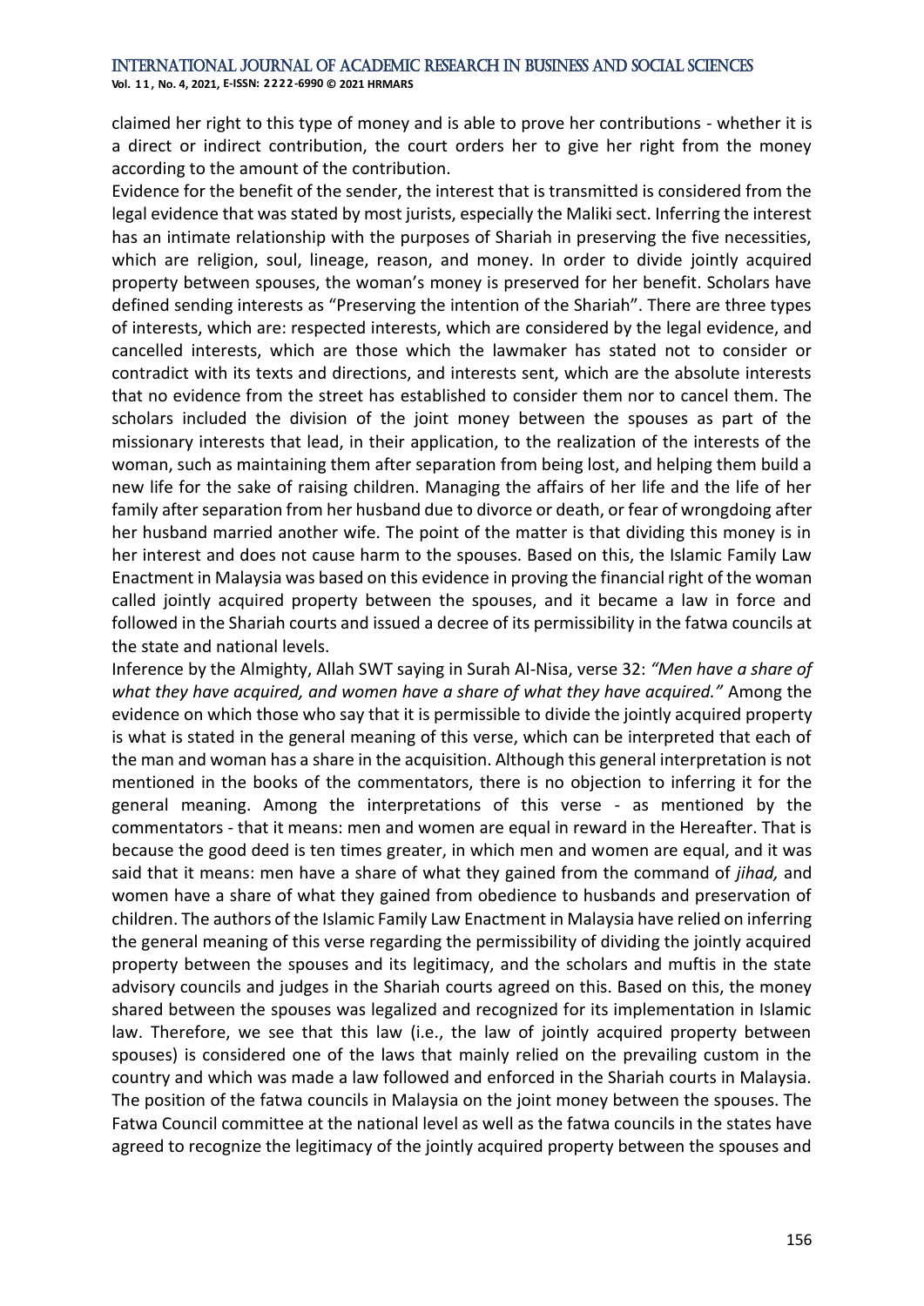claimed her right to this type of money and is able to prove her contributions - whether it is a direct or indirect contribution, the court orders her to give her right from the money according to the amount of the contribution.

Evidence for the benefit of the sender, the interest that is transmitted is considered from the legal evidence that was stated by most jurists, especially the Maliki sect. Inferring the interest has an intimate relationship with the purposes of Shariah in preserving the five necessities, which are religion, soul, lineage, reason, and money. In order to divide jointly acquired property between spouses, the woman's money is preserved for her benefit. Scholars have defined sending interests as "Preserving the intention of the Shariah". There are three types of interests, which are: respected interests, which are considered by the legal evidence, and cancelled interests, which are those which the lawmaker has stated not to consider or contradict with its texts and directions, and interests sent, which are the absolute interests that no evidence from the street has established to consider them nor to cancel them. The scholars included the division of the joint money between the spouses as part of the missionary interests that lead, in their application, to the realization of the interests of the woman, such as maintaining them after separation from being lost, and helping them build a new life for the sake of raising children. Managing the affairs of her life and the life of her family after separation from her husband due to divorce or death, or fear of wrongdoing after her husband married another wife. The point of the matter is that dividing this money is in her interest and does not cause harm to the spouses. Based on this, the Islamic Family Law Enactment in Malaysia was based on this evidence in proving the financial right of the woman called jointly acquired property between the spouses, and it became a law in force and followed in the Shariah courts and issued a decree of its permissibility in the fatwa councils at the state and national levels.

Inference by the Almighty, Allah SWT saying in Surah Al-Nisa, verse 32: *"Men have a share of what they have acquired, and women have a share of what they have acquired."* Among the evidence on which those who say that it is permissible to divide the jointly acquired property is what is stated in the general meaning of this verse, which can be interpreted that each of the man and woman has a share in the acquisition. Although this general interpretation is not mentioned in the books of the commentators, there is no objection to inferring it for the general meaning. Among the interpretations of this verse - as mentioned by the commentators - that it means: men and women are equal in reward in the Hereafter. That is because the good deed is ten times greater, in which men and women are equal, and it was said that it means: men have a share of what they gained from the command of *jihad,* and women have a share of what they gained from obedience to husbands and preservation of children. The authors of the Islamic Family Law Enactment in Malaysia have relied on inferring the general meaning of this verse regarding the permissibility of dividing the jointly acquired property between the spouses and its legitimacy, and the scholars and muftis in the state advisory councils and judges in the Shariah courts agreed on this. Based on this, the money shared between the spouses was legalized and recognized for its implementation in Islamic law. Therefore, we see that this law (i.e., the law of jointly acquired property between spouses) is considered one of the laws that mainly relied on the prevailing custom in the country and which was made a law followed and enforced in the Shariah courts in Malaysia.

The position of the fatwa councils in Malaysia on the joint money between the spouses. The Fatwa Council committee at the national level as well as the fatwa councils in the states have agreed to recognize the legitimacy of the jointly acquired property between the spouses and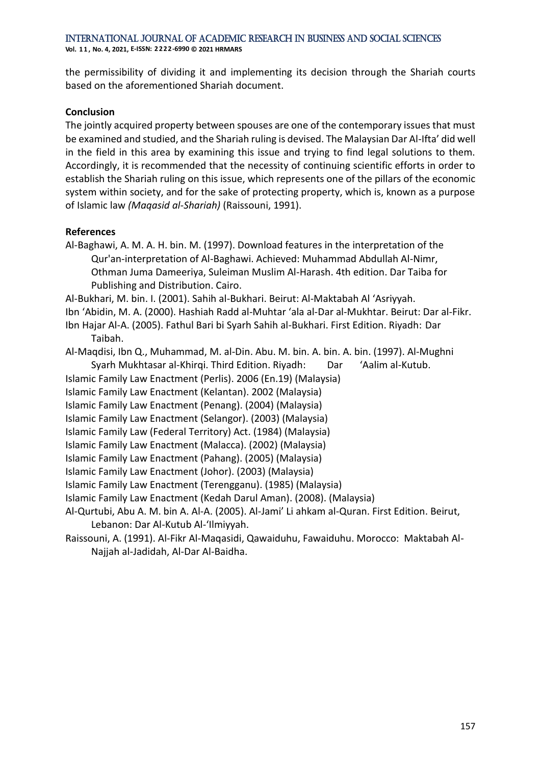the permissibility of dividing it and implementing its decision through the Shariah courts based on the aforementioned Shariah document.

**Conclusion**

The jointly acquired property between spouses are one of the contemporary issues that must be examined and studied, and the Shariah ruling is devised. The Malaysian Dar Al-Ifta' did well in the field in this area by examining this issue and trying to find legal solutions to them. Accordingly, it is recommended that the necessity of continuing scientific efforts in order to establish the Shariah ruling on this issue, which represents one of the pillars of the economic system within society, and for the sake of protecting property, which is, known as a purpose of Islamic law *(Maqasid al-Shariah)* (Raissouni, 1991).

**References**

Al-Baghawi, A. M. A. H. bin. M. (1997). Download features in the interpretation of the Qur'an-interpretation of Al-Baghawi. Achieved: Muhammad Abdullah Al-Nimr, Othman Juma Dameeriya, Suleiman Muslim Al-Harash. 4th edition. Dar Taiba for Publishing and Distribution. Cairo.

Al-Bukhari, M. bin. I. (2001). Sahih al-Bukhari. Beirut: Al-Maktabah Al 'Asriyyah.

Ibn 'Abidin, M. A. (2000). Hashiah Radd al-Muhtar 'ala al-Dar al-Mukhtar. Beirut: Dar al-Fikr.

Ibn Hajar Al-A. (2005). Fathul Bari bi Syarh Sahih al-Bukhari. First Edition. Riyadh: Dar Taibah.

Al-Maqdisi, Ibn Q., Muhammad, M. al-Din. Abu. M. bin. A. bin. A. bin. (1997). Al-Mughni Syarh Mukhtasar al-Khirqi. Third Edition. Riyadh: Dar 'Aalim al-Kutub.

Islamic Family Law Enactment (Perlis). 2006 (En.19) (Malaysia)

Islamic Family Law Enactment (Kelantan). 2002 (Malaysia)

Islamic Family Law Enactment (Penang). (2004) (Malaysia)

Islamic Family Law Enactment (Selangor). (2003) (Malaysia)

Islamic Family Law (Federal Territory) Act. (1984) (Malaysia)

Islamic Family Law Enactment (Malacca). (2002) (Malaysia)

Islamic Family Law Enactment (Pahang). (2005) (Malaysia)

Islamic Family Law Enactment (Johor). (2003) (Malaysia)

Islamic Family Law Enactment (Terengganu). (1985) (Malaysia)

Islamic Family Law Enactment (Kedah Darul Aman). (2008). (Malaysia)

Al-Qurtubi, Abu A. M. bin A. Al-A. (2005). Al-Jami' Li ahkam al-Quran. First Edition. Beirut, Lebanon: Dar Al-Kutub Al-'Ilmiyyah.

Raissouni, A. (1991). Al-Fikr Al-Maqasidi, Qawaiduhu, Fawaiduhu. Morocco: Maktabah Al-Najjah al-Jadidah, Al-Dar Al-Baidha.